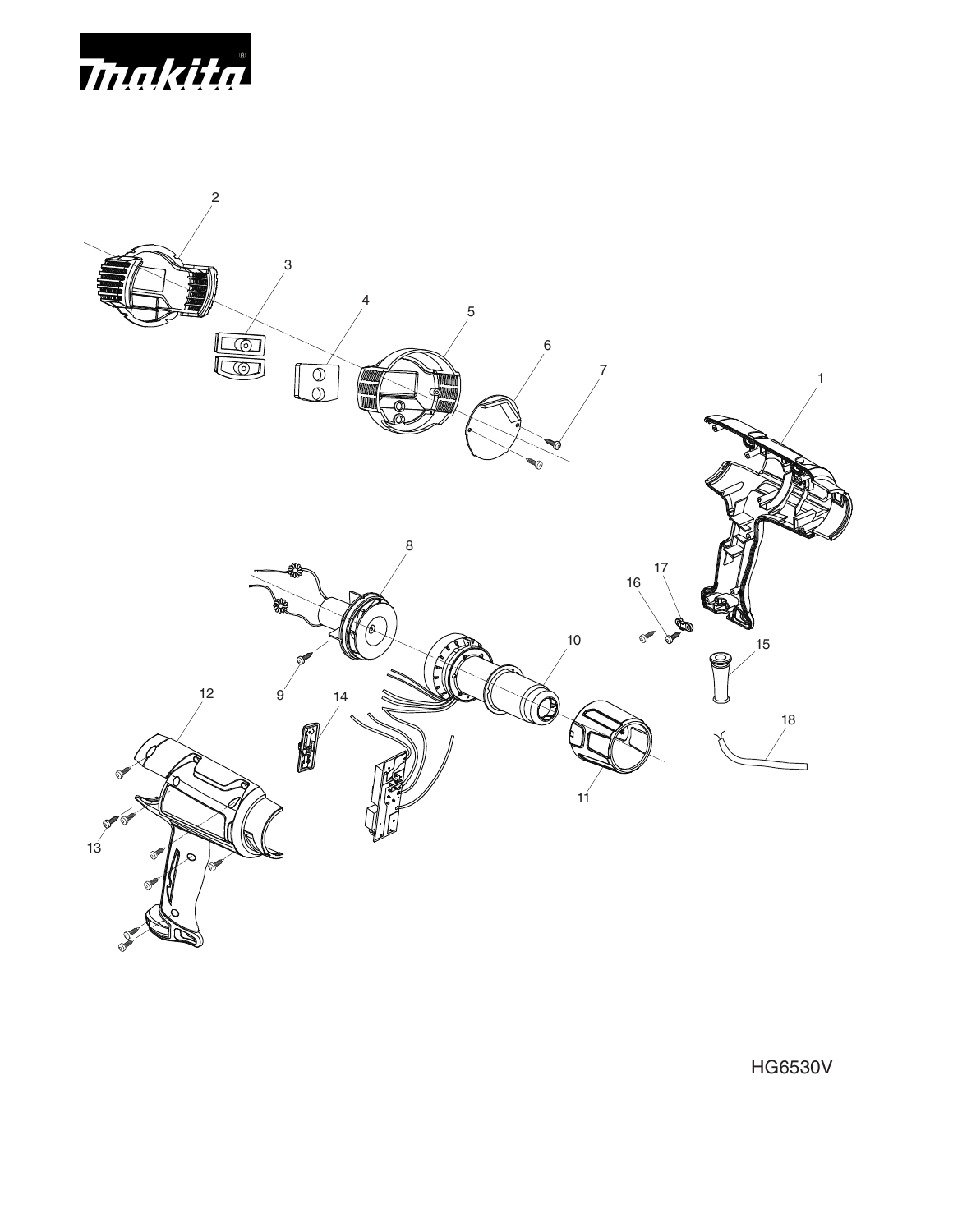HG6530V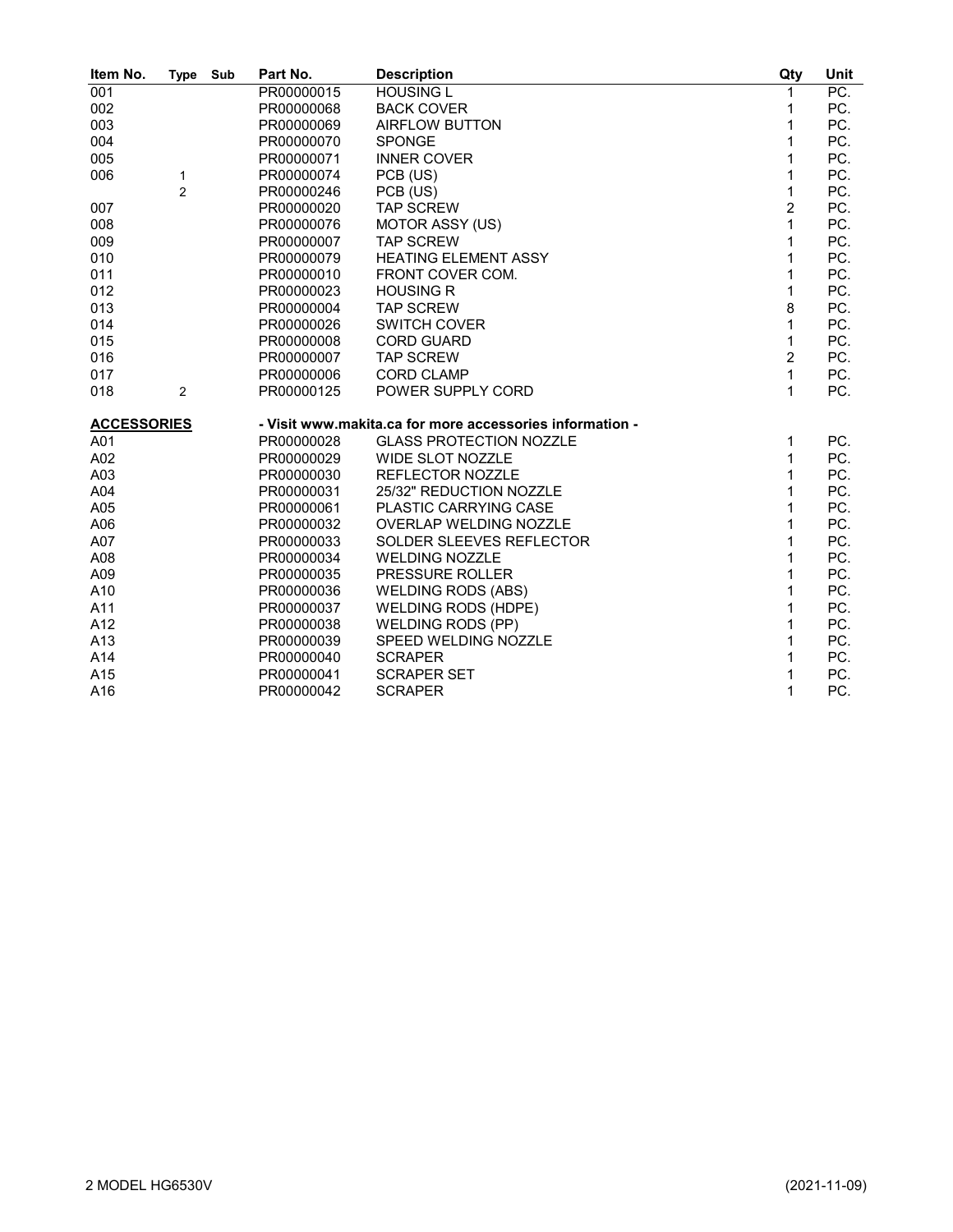| Item No. | Type | Sub | Part No. | Description | Qty | Unit |
|---|---|---|---|---|---|---|
| 001 | | | PR00000015 | HOUSING L | 1 | PC. |
| 002 | | | PR00000068 | BACK COVER | 1 | PC. |
| 003 | | | PR00000069 | AIRFLOW BUTTON | 1 | PC. |
| 004 | | | PR00000070 | SPONGE | 1 | PC. |
| 005 | | | PR00000071 | INNER COVER | 1 | PC. |
| 006 | 1 | | PR00000074 | PCB (US) | 1 | PC. |
| | 2 | | PR00000246 | PCB (US) | 1 | PC. |
| 007 | | | PR00000020 | TAP SCREW | 2 | PC. |
| 008 | | | PR00000076 | MOTOR ASSY (US) | 1 | PC. |
| 009 | | | PR00000007 | TAP SCREW | 1 | PC. |
| 010 | | | PR00000079 | HEATING ELEMENT ASSY | 1 | PC. |
| 011 | | | PR00000010 | FRONT COVER COM. | 1 | PC. |
| 012 | | | PR00000023 | HOUSING R | 1 | PC. |
| 013 | | | PR00000004 | TAP SCREW | 8 | PC. |
| 014 | | | PR00000026 | SWITCH COVER | 1 | PC. |
| 015 | | | PR00000008 | CORD GUARD | 1 | PC. |
| 016 | | | PR00000007 | TAP SCREW | 2 | PC. |
| 017 | | | PR00000006 | CORD CLAMP | 1 | PC. |
| 018 | 2 | | PR00000125 | POWER SUPPLY CORD | 1 | PC. |

**ACCESSORIES** - Visit www.makita.ca for more accessories information -

| Item No. | Type | Sub | Part No. | Description | Qty | Unit |
|---|---|---|---|---|---|---|
| A01 | | | PR00000028 | GLASS PROTECTION NOZZLE | 1 | PC. |
| A02 | | | PR00000029 | WIDE SLOT NOZZLE | 1 | PC. |
| A03 | | | PR00000030 | REFLECTOR NOZZLE | 1 | PC. |
| A04 | | | PR00000031 | 25/32" REDUCTION NOZZLE | 1 | PC. |
| A05 | | | PR00000061 | PLASTIC CARRYING CASE | 1 | PC. |
| A06 | | | PR00000032 | OVERLAP WELDING NOZZLE | 1 | PC. |
| A07 | | | PR00000033 | SOLDER SLEEVES REFLECTOR | 1 | PC. |
| A08 | | | PR00000034 | WELDING NOZZLE | 1 | PC. |
| A09 | | | PR00000035 | PRESSURE ROLLER | 1 | PC. |
| A10 | | | PR00000036 | WELDING RODS (ABS) | 1 | PC. |
| A11 | | | PR00000037 | WELDING RODS (HDPE) | 1 | PC. |
| A12 | | | PR00000038 | WELDING RODS (PP) | 1 | PC. |
| A13 | | | PR00000039 | SPEED WELDING NOZZLE | 1 | PC. |
| A14 | | | PR00000040 | SCRAPER | 1 | PC. |
| A15 | | | PR00000041 | SCRAPER SET | 1 | PC. |
| A16 | | | PR00000042 | SCRAPER | 1 | PC. |

2 MODEL HG6530V (2021-11-09)